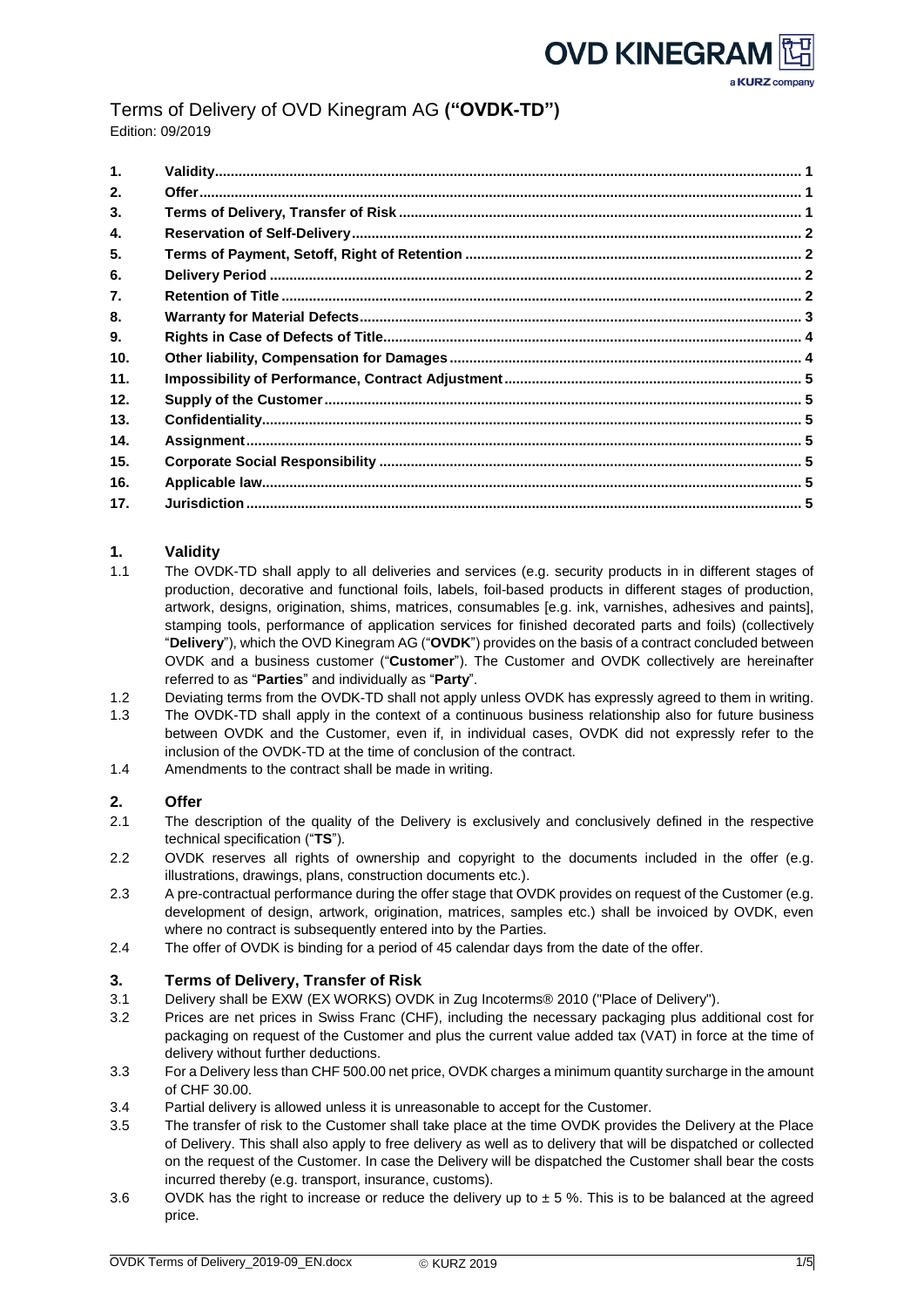# Terms of Delivery of OVD Kinegram AG **("OVDK-TD")**

Edition: 09/2019

| | | |
|---|---|---|
| **1.** | **Validity** | **1** |
| **2.** | **Offer** | **1** |
| **3.** | **Terms of Delivery, Transfer of Risk** | **1** |
| **4.** | **Reservation of Self-Delivery** | **2** |
| **5.** | **Terms of Payment, Setoff, Right of Retention** | **2** |
| **6.** | **Delivery Period** | **2** |
| **7.** | **Retention of Title** | **2** |
| **8.** | **Warranty for Material Defects** | **3** |
| **9.** | **Rights in Case of Defects of Title** | **4** |
| **10.** | **Other liability, Compensation for Damages** | **4** |
| **11.** | **Impossibility of Performance, Contract Adjustment** | **5** |
| **12.** | **Supply of the Customer** | **5** |
| **13.** | **Confidentiality** | **5** |
| **14.** | **Assignment** | **5** |
| **15.** | **Corporate Social Responsibility** | **5** |
| **16.** | **Applicable law** | **5** |
| **17.** | **Jurisdiction** | **5** |

## 1. Validity

1.1 The OVDK-TD shall apply to all deliveries and services (e.g. security products in in different stages of production, decorative and functional foils, labels, foil-based products in different stages of production, artwork, designs, origination, shims, matrices, consumables [e.g. ink, varnishes, adhesives and paints], stamping tools, performance of application services for finished decorated parts and foils) (collectively "**Delivery**"), which the OVD Kinegram AG ("**OVDK**") provides on the basis of a contract concluded between OVDK and a business customer ("**Customer**"). The Customer and OVDK collectively are hereinafter referred to as "**Parties**" and individually as "**Party**".

1.2 Deviating terms from the OVDK-TD shall not apply unless OVDK has expressly agreed to them in writing.

1.3 The OVDK-TD shall apply in the context of a continuous business relationship also for future business between OVDK and the Customer, even if, in individual cases, OVDK did not expressly refer to the inclusion of the OVDK-TD at the time of conclusion of the contract.

1.4 Amendments to the contract shall be made in writing.

## 2. Offer

2.1 The description of the quality of the Delivery is exclusively and conclusively defined in the respective technical specification ("**TS**").

2.2 OVDK reserves all rights of ownership and copyright to the documents included in the offer (e.g. illustrations, drawings, plans, construction documents etc.).

2.3 A pre-contractual performance during the offer stage that OVDK provides on request of the Customer (e.g. development of design, artwork, origination, matrices, samples etc.) shall be invoiced by OVDK, even where no contract is subsequently entered into by the Parties.

2.4 The offer of OVDK is binding for a period of 45 calendar days from the date of the offer.

## 3. Terms of Delivery, Transfer of Risk

3.1 Delivery shall be EXW (EX WORKS) OVDK in Zug Incoterms® 2010 ("Place of Delivery").

3.2 Prices are net prices in Swiss Franc (CHF), including the necessary packaging plus additional cost for packaging on request of the Customer and plus the current value added tax (VAT) in force at the time of delivery without further deductions.

3.3 For a Delivery less than CHF 500.00 net price, OVDK charges a minimum quantity surcharge in the amount of CHF 30.00.

3.4 Partial delivery is allowed unless it is unreasonable to accept for the Customer.

3.5 The transfer of risk to the Customer shall take place at the time OVDK provides the Delivery at the Place of Delivery. This shall also apply to free delivery as well as to delivery that will be dispatched or collected on the request of the Customer. In case the Delivery will be dispatched the Customer shall bear the costs incurred thereby (e.g. transport, insurance, customs).

3.6 OVDK has the right to increase or reduce the delivery up to ± 5 %. This is to be balanced at the agreed price.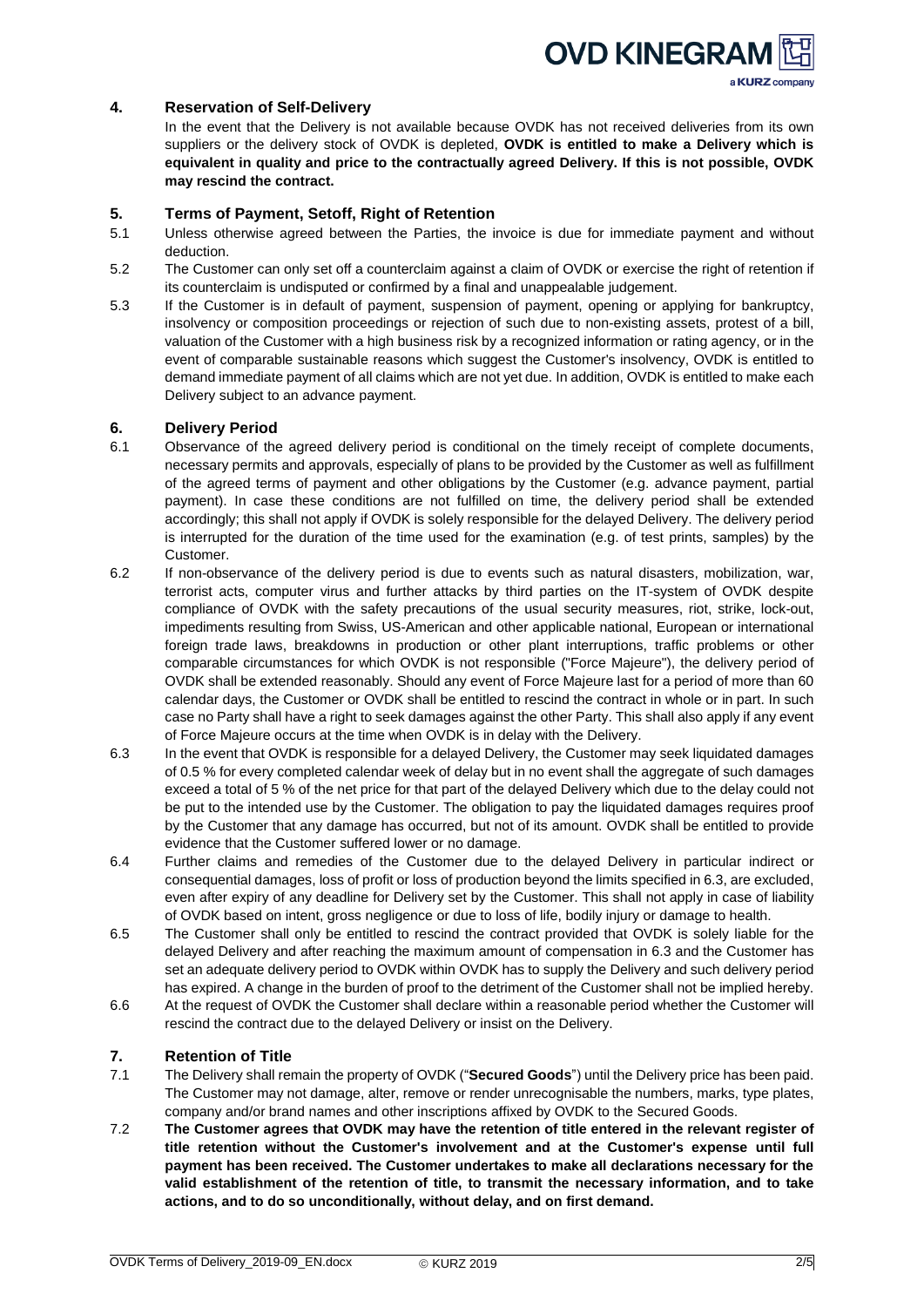## 4. Reservation of Self-Delivery

In the event that the Delivery is not available because OVDK has not received deliveries from its own suppliers or the delivery stock of OVDK is depleted, **OVDK is entitled to make a Delivery which is equivalent in quality and price to the contractually agreed Delivery. If this is not possible, OVDK may rescind the contract.**

## 5. Terms of Payment, Setoff, Right of Retention

5.1 Unless otherwise agreed between the Parties, the invoice is due for immediate payment and without deduction.

5.2 The Customer can only set off a counterclaim against a claim of OVDK or exercise the right of retention if its counterclaim is undisputed or confirmed by a final and unappealable judgement.

5.3 If the Customer is in default of payment, suspension of payment, opening or applying for bankruptcy, insolvency or composition proceedings or rejection of such due to non-existing assets, protest of a bill, valuation of the Customer with a high business risk by a recognized information or rating agency, or in the event of comparable sustainable reasons which suggest the Customer's insolvency, OVDK is entitled to demand immediate payment of all claims which are not yet due. In addition, OVDK is entitled to make each Delivery subject to an advance payment.

## 6. Delivery Period

6.1 Observance of the agreed delivery period is conditional on the timely receipt of complete documents, necessary permits and approvals, especially of plans to be provided by the Customer as well as fulfillment of the agreed terms of payment and other obligations by the Customer (e.g. advance payment, partial payment). In case these conditions are not fulfilled on time, the delivery period shall be extended accordingly; this shall not apply if OVDK is solely responsible for the delayed Delivery. The delivery period is interrupted for the duration of the time used for the examination (e.g. of test prints, samples) by the Customer.

6.2 If non-observance of the delivery period is due to events such as natural disasters, mobilization, war, terrorist acts, computer virus and further attacks by third parties on the IT-system of OVDK despite compliance of OVDK with the safety precautions of the usual security measures, riot, strike, lock-out, impediments resulting from Swiss, US-American and other applicable national, European or international foreign trade laws, breakdowns in production or other plant interruptions, traffic problems or other comparable circumstances for which OVDK is not responsible ("Force Majeure"), the delivery period of OVDK shall be extended reasonably. Should any event of Force Majeure last for a period of more than 60 calendar days, the Customer or OVDK shall be entitled to rescind the contract in whole or in part. In such case no Party shall have a right to seek damages against the other Party. This shall also apply if any event of Force Majeure occurs at the time when OVDK is in delay with the Delivery.

6.3 In the event that OVDK is responsible for a delayed Delivery, the Customer may seek liquidated damages of 0.5 % for every completed calendar week of delay but in no event shall the aggregate of such damages exceed a total of 5 % of the net price for that part of the delayed Delivery which due to the delay could not be put to the intended use by the Customer. The obligation to pay the liquidated damages requires proof by the Customer that any damage has occurred, but not of its amount. OVDK shall be entitled to provide evidence that the Customer suffered lower or no damage.

6.4 Further claims and remedies of the Customer due to the delayed Delivery in particular indirect or consequential damages, loss of profit or loss of production beyond the limits specified in 6.3, are excluded, even after expiry of any deadline for Delivery set by the Customer. This shall not apply in case of liability of OVDK based on intent, gross negligence or due to loss of life, bodily injury or damage to health.

6.5 The Customer shall only be entitled to rescind the contract provided that OVDK is solely liable for the delayed Delivery and after reaching the maximum amount of compensation in 6.3 and the Customer has set an adequate delivery period to OVDK within OVDK has to supply the Delivery and such delivery period has expired. A change in the burden of proof to the detriment of the Customer shall not be implied hereby.

6.6 At the request of OVDK the Customer shall declare within a reasonable period whether the Customer will rescind the contract due to the delayed Delivery or insist on the Delivery.

## 7. Retention of Title

7.1 The Delivery shall remain the property of OVDK ("**Secured Goods**") until the Delivery price has been paid. The Customer may not damage, alter, remove or render unrecognisable the numbers, marks, type plates, company and/or brand names and other inscriptions affixed by OVDK to the Secured Goods.

7.2 **The Customer agrees that OVDK may have the retention of title entered in the relevant register of title retention without the Customer's involvement and at the Customer's expense until full payment has been received. The Customer undertakes to make all declarations necessary for the valid establishment of the retention of title, to transmit the necessary information, and to take actions, and to do so unconditionally, without delay, and on first demand.**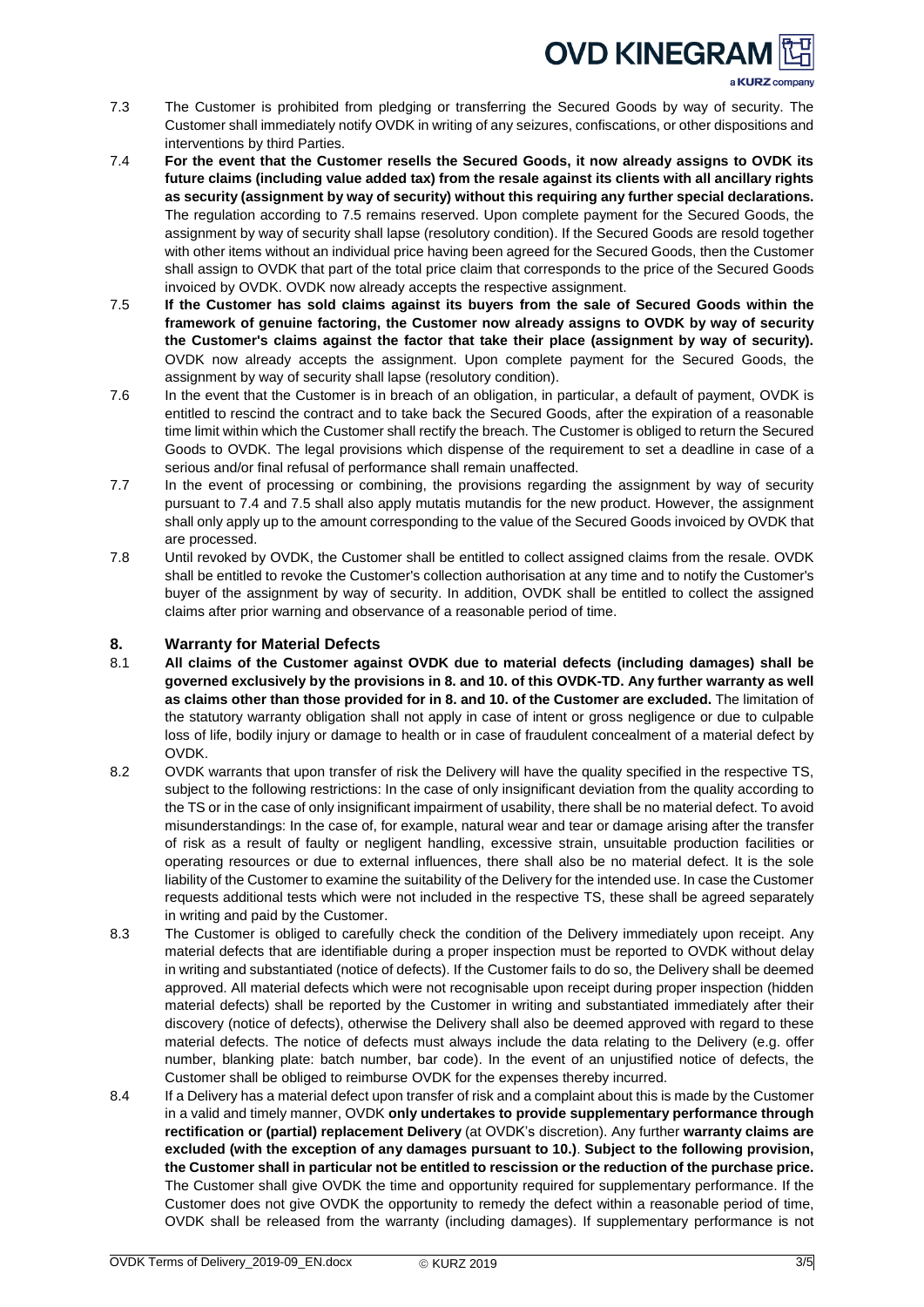7.3 The Customer is prohibited from pledging or transferring the Secured Goods by way of security. The Customer shall immediately notify OVDK in writing of any seizures, confiscations, or other dispositions and interventions by third Parties.

7.4 **For the event that the Customer resells the Secured Goods, it now already assigns to OVDK its future claims (including value added tax) from the resale against its clients with all ancillary rights as security (assignment by way of security) without this requiring any further special declarations.** The regulation according to 7.5 remains reserved. Upon complete payment for the Secured Goods, the assignment by way of security shall lapse (resolutory condition). If the Secured Goods are resold together with other items without an individual price having been agreed for the Secured Goods, then the Customer shall assign to OVDK that part of the total price claim that corresponds to the price of the Secured Goods invoiced by OVDK. OVDK now already accepts the respective assignment.

7.5 **If the Customer has sold claims against its buyers from the sale of Secured Goods within the framework of genuine factoring, the Customer now already assigns to OVDK by way of security the Customer's claims against the factor that take their place (assignment by way of security).** OVDK now already accepts the assignment. Upon complete payment for the Secured Goods, the assignment by way of security shall lapse (resolutory condition).

7.6 In the event that the Customer is in breach of an obligation, in particular, a default of payment, OVDK is entitled to rescind the contract and to take back the Secured Goods, after the expiration of a reasonable time limit within which the Customer shall rectify the breach. The Customer is obliged to return the Secured Goods to OVDK. The legal provisions which dispense of the requirement to set a deadline in case of a serious and/or final refusal of performance shall remain unaffected.

7.7 In the event of processing or combining, the provisions regarding the assignment by way of security pursuant to 7.4 and 7.5 shall also apply mutatis mutandis for the new product. However, the assignment shall only apply up to the amount corresponding to the value of the Secured Goods invoiced by OVDK that are processed.

7.8 Until revoked by OVDK, the Customer shall be entitled to collect assigned claims from the resale. OVDK shall be entitled to revoke the Customer's collection authorisation at any time and to notify the Customer's buyer of the assignment by way of security. In addition, OVDK shall be entitled to collect the assigned claims after prior warning and observance of a reasonable period of time.

## 8. Warranty for Material Defects

8.1 **All claims of the Customer against OVDK due to material defects (including damages) shall be governed exclusively by the provisions in 8. and 10. of this OVDK-TD. Any further warranty as well as claims other than those provided for in 8. and 10. of the Customer are excluded.** The limitation of the statutory warranty obligation shall not apply in case of intent or gross negligence or due to culpable loss of life, bodily injury or damage to health or in case of fraudulent concealment of a material defect by OVDK.

8.2 OVDK warrants that upon transfer of risk the Delivery will have the quality specified in the respective TS, subject to the following restrictions: In the case of only insignificant deviation from the quality according to the TS or in the case of only insignificant impairment of usability, there shall be no material defect. To avoid misunderstandings: In the case of, for example, natural wear and tear or damage arising after the transfer of risk as a result of faulty or negligent handling, excessive strain, unsuitable production facilities or operating resources or due to external influences, there shall also be no material defect. It is the sole liability of the Customer to examine the suitability of the Delivery for the intended use. In case the Customer requests additional tests which were not included in the respective TS, these shall be agreed separately in writing and paid by the Customer.

8.3 The Customer is obliged to carefully check the condition of the Delivery immediately upon receipt. Any material defects that are identifiable during a proper inspection must be reported to OVDK without delay in writing and substantiated (notice of defects). If the Customer fails to do so, the Delivery shall be deemed approved. All material defects which were not recognisable upon receipt during proper inspection (hidden material defects) shall be reported by the Customer in writing and substantiated immediately after their discovery (notice of defects), otherwise the Delivery shall also be deemed approved with regard to these material defects. The notice of defects must always include the data relating to the Delivery (e.g. offer number, blanking plate: batch number, bar code). In the event of an unjustified notice of defects, the Customer shall be obliged to reimburse OVDK for the expenses thereby incurred.

8.4 If a Delivery has a material defect upon transfer of risk and a complaint about this is made by the Customer in a valid and timely manner, OVDK **only undertakes to provide supplementary performance through rectification or (partial) replacement Delivery** (at OVDK's discretion). Any further **warranty claims are excluded (with the exception of any damages pursuant to 10.)**. **Subject to the following provision, the Customer shall in particular not be entitled to rescission or the reduction of the purchase price.** The Customer shall give OVDK the time and opportunity required for supplementary performance. If the Customer does not give OVDK the opportunity to remedy the defect within a reasonable period of time, OVDK shall be released from the warranty (including damages). If supplementary performance is not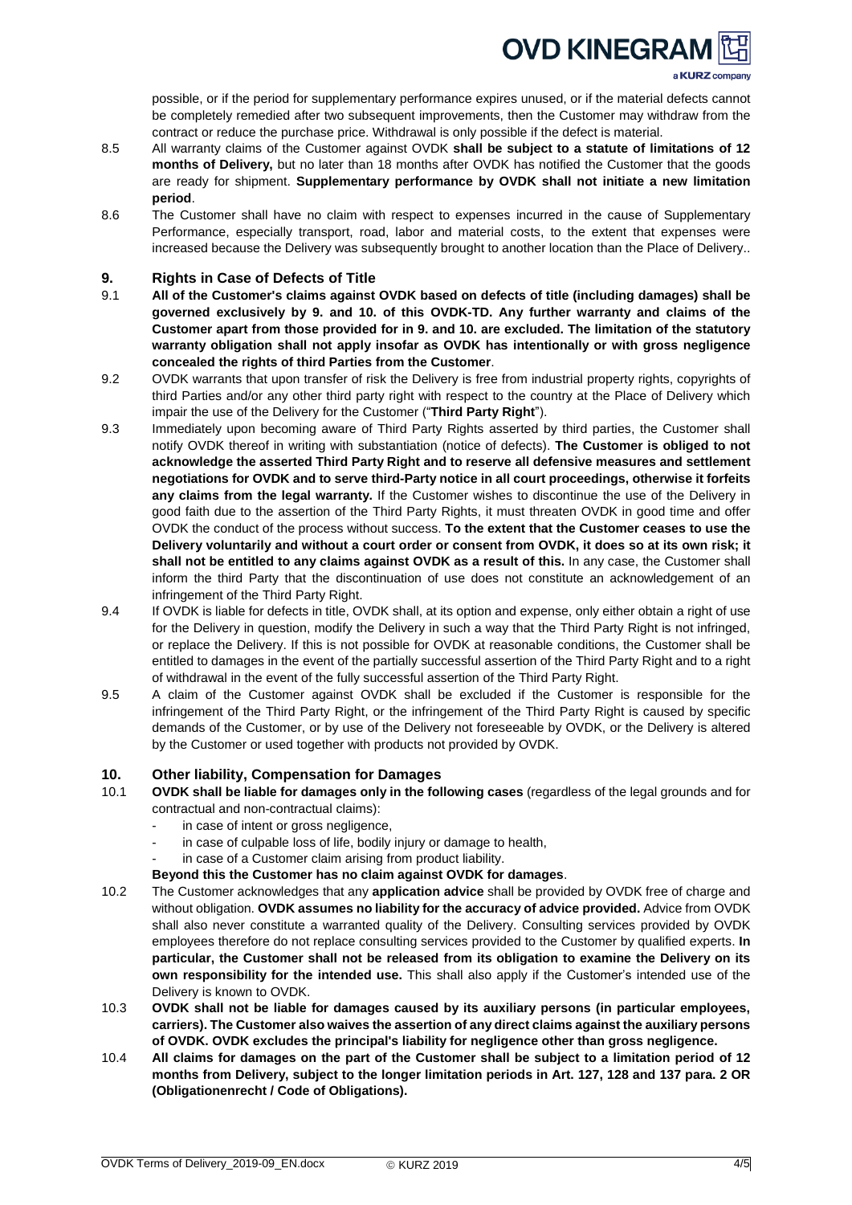possible, or if the period for supplementary performance expires unused, or if the material defects cannot be completely remedied after two subsequent improvements, then the Customer may withdraw from the contract or reduce the purchase price. Withdrawal is only possible if the defect is material.

8.5 All warranty claims of the Customer against OVDK **shall be subject to a statute of limitations of 12 months of Delivery,** but no later than 18 months after OVDK has notified the Customer that the goods are ready for shipment. **Supplementary performance by OVDK shall not initiate a new limitation period**.

8.6 The Customer shall have no claim with respect to expenses incurred in the cause of Supplementary Performance, especially transport, road, labor and material costs, to the extent that expenses were increased because the Delivery was subsequently brought to another location than the Place of Delivery..

## 9. Rights in Case of Defects of Title

9.1 **All of the Customer's claims against OVDK based on defects of title (including damages) shall be governed exclusively by 9. and 10. of this OVDK-TD. Any further warranty and claims of the Customer apart from those provided for in 9. and 10. are excluded. The limitation of the statutory warranty obligation shall not apply insofar as OVDK has intentionally or with gross negligence concealed the rights of third Parties from the Customer**.

9.2 OVDK warrants that upon transfer of risk the Delivery is free from industrial property rights, copyrights of third Parties and/or any other third party right with respect to the country at the Place of Delivery which impair the use of the Delivery for the Customer ("**Third Party Right**").

9.3 Immediately upon becoming aware of Third Party Rights asserted by third parties, the Customer shall notify OVDK thereof in writing with substantiation (notice of defects). **The Customer is obliged to not acknowledge the asserted Third Party Right and to reserve all defensive measures and settlement negotiations for OVDK and to serve third-Party notice in all court proceedings, otherwise it forfeits any claims from the legal warranty.** If the Customer wishes to discontinue the use of the Delivery in good faith due to the assertion of the Third Party Rights, it must threaten OVDK in good time and offer OVDK the conduct of the process without success. **To the extent that the Customer ceases to use the Delivery voluntarily and without a court order or consent from OVDK, it does so at its own risk; it shall not be entitled to any claims against OVDK as a result of this.** In any case, the Customer shall inform the third Party that the discontinuation of use does not constitute an acknowledgement of an infringement of the Third Party Right.

9.4 If OVDK is liable for defects in title, OVDK shall, at its option and expense, only either obtain a right of use for the Delivery in question, modify the Delivery in such a way that the Third Party Right is not infringed, or replace the Delivery. If this is not possible for OVDK at reasonable conditions, the Customer shall be entitled to damages in the event of the partially successful assertion of the Third Party Right and to a right of withdrawal in the event of the fully successful assertion of the Third Party Right.

9.5 A claim of the Customer against OVDK shall be excluded if the Customer is responsible for the infringement of the Third Party Right, or the infringement of the Third Party Right is caused by specific demands of the Customer, or by use of the Delivery not foreseeable by OVDK, or the Delivery is altered by the Customer or used together with products not provided by OVDK.

## 10. Other liability, Compensation for Damages

10.1 **OVDK shall be liable for damages only in the following cases** (regardless of the legal grounds and for contractual and non-contractual claims):

- in case of intent or gross negligence,
- in case of culpable loss of life, bodily injury or damage to health,
- in case of a Customer claim arising from product liability.

**Beyond this the Customer has no claim against OVDK for damages**.

10.2 The Customer acknowledges that any **application advice** shall be provided by OVDK free of charge and without obligation. **OVDK assumes no liability for the accuracy of advice provided.** Advice from OVDK shall also never constitute a warranted quality of the Delivery. Consulting services provided by OVDK employees therefore do not replace consulting services provided to the Customer by qualified experts. **In particular, the Customer shall not be released from its obligation to examine the Delivery on its own responsibility for the intended use.** This shall also apply if the Customer's intended use of the Delivery is known to OVDK.

10.3 **OVDK shall not be liable for damages caused by its auxiliary persons (in particular employees, carriers). The Customer also waives the assertion of any direct claims against the auxiliary persons of OVDK. OVDK excludes the principal's liability for negligence other than gross negligence.**

10.4 **All claims for damages on the part of the Customer shall be subject to a limitation period of 12 months from Delivery, subject to the longer limitation periods in Art. 127, 128 and 137 para. 2 OR (Obligationenrecht / Code of Obligations).**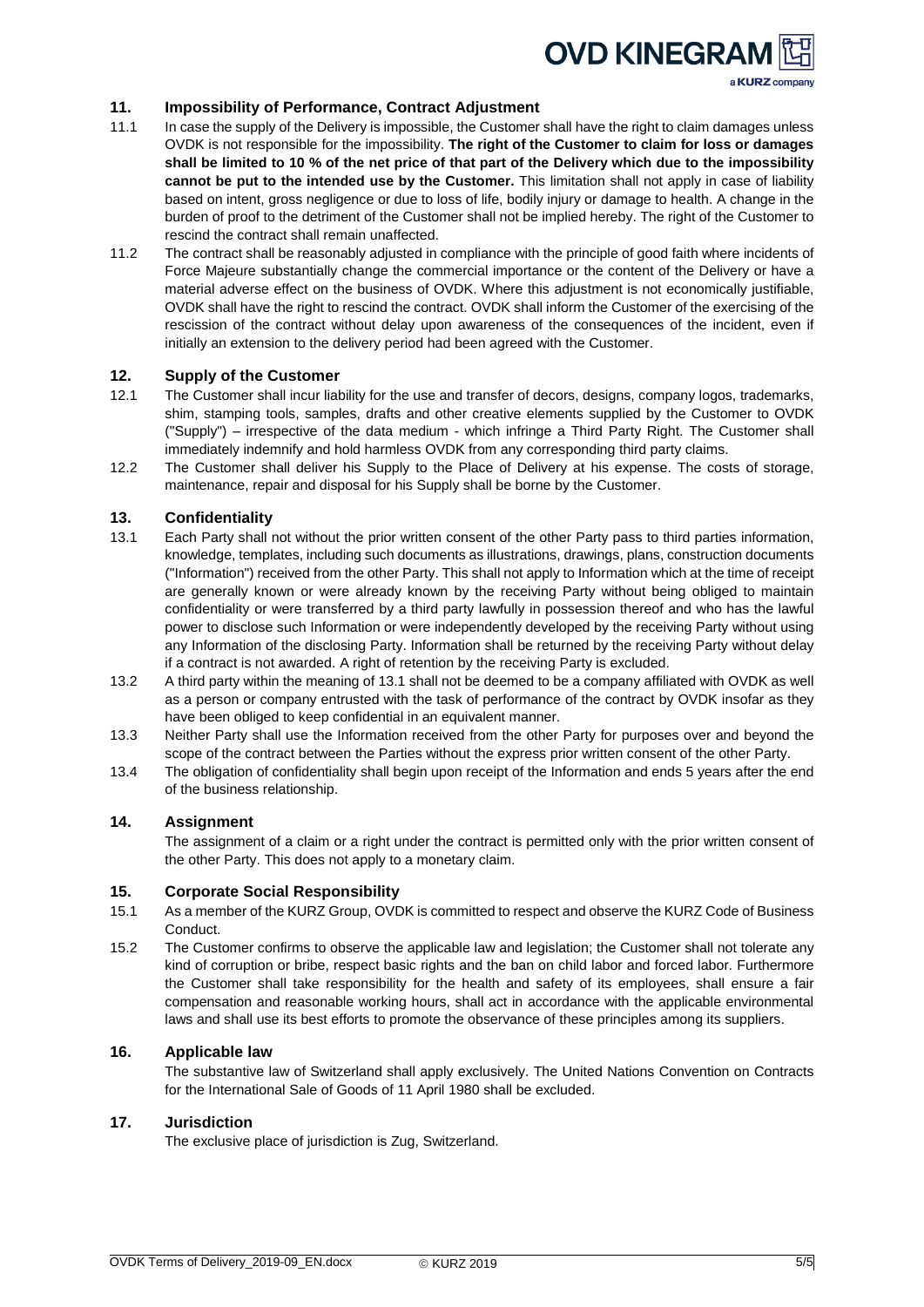## 11. Impossibility of Performance, Contract Adjustment

11.1 In case the supply of the Delivery is impossible, the Customer shall have the right to claim damages unless OVDK is not responsible for the impossibility. **The right of the Customer to claim for loss or damages shall be limited to 10 % of the net price of that part of the Delivery which due to the impossibility cannot be put to the intended use by the Customer.** This limitation shall not apply in case of liability based on intent, gross negligence or due to loss of life, bodily injury or damage to health. A change in the burden of proof to the detriment of the Customer shall not be implied hereby. The right of the Customer to rescind the contract shall remain unaffected.

11.2 The contract shall be reasonably adjusted in compliance with the principle of good faith where incidents of Force Majeure substantially change the commercial importance or the content of the Delivery or have a material adverse effect on the business of OVDK. Where this adjustment is not economically justifiable, OVDK shall have the right to rescind the contract. OVDK shall inform the Customer of the exercising of the rescission of the contract without delay upon awareness of the consequences of the incident, even if initially an extension to the delivery period had been agreed with the Customer.

## 12. Supply of the Customer

12.1 The Customer shall incur liability for the use and transfer of decors, designs, company logos, trademarks, shim, stamping tools, samples, drafts and other creative elements supplied by the Customer to OVDK ("Supply") – irrespective of the data medium - which infringe a Third Party Right. The Customer shall immediately indemnify and hold harmless OVDK from any corresponding third party claims.

12.2 The Customer shall deliver his Supply to the Place of Delivery at his expense. The costs of storage, maintenance, repair and disposal for his Supply shall be borne by the Customer.

## 13. Confidentiality

13.1 Each Party shall not without the prior written consent of the other Party pass to third parties information, knowledge, templates, including such documents as illustrations, drawings, plans, construction documents ("Information") received from the other Party. This shall not apply to Information which at the time of receipt are generally known or were already known by the receiving Party without being obliged to maintain confidentiality or were transferred by a third party lawfully in possession thereof and who has the lawful power to disclose such Information or were independently developed by the receiving Party without using any Information of the disclosing Party. Information shall be returned by the receiving Party without delay if a contract is not awarded. A right of retention by the receiving Party is excluded.

13.2 A third party within the meaning of 13.1 shall not be deemed to be a company affiliated with OVDK as well as a person or company entrusted with the task of performance of the contract by OVDK insofar as they have been obliged to keep confidential in an equivalent manner.

13.3 Neither Party shall use the Information received from the other Party for purposes over and beyond the scope of the contract between the Parties without the express prior written consent of the other Party.

13.4 The obligation of confidentiality shall begin upon receipt of the Information and ends 5 years after the end of the business relationship.

## 14. Assignment

The assignment of a claim or a right under the contract is permitted only with the prior written consent of the other Party. This does not apply to a monetary claim.

## 15. Corporate Social Responsibility

15.1 As a member of the KURZ Group, OVDK is committed to respect and observe the KURZ Code of Business Conduct.

15.2 The Customer confirms to observe the applicable law and legislation; the Customer shall not tolerate any kind of corruption or bribe, respect basic rights and the ban on child labor and forced labor. Furthermore the Customer shall take responsibility for the health and safety of its employees, shall ensure a fair compensation and reasonable working hours, shall act in accordance with the applicable environmental laws and shall use its best efforts to promote the observance of these principles among its suppliers.

## 16. Applicable law

The substantive law of Switzerland shall apply exclusively. The United Nations Convention on Contracts for the International Sale of Goods of 11 April 1980 shall be excluded.

## 17. Jurisdiction

The exclusive place of jurisdiction is Zug, Switzerland.